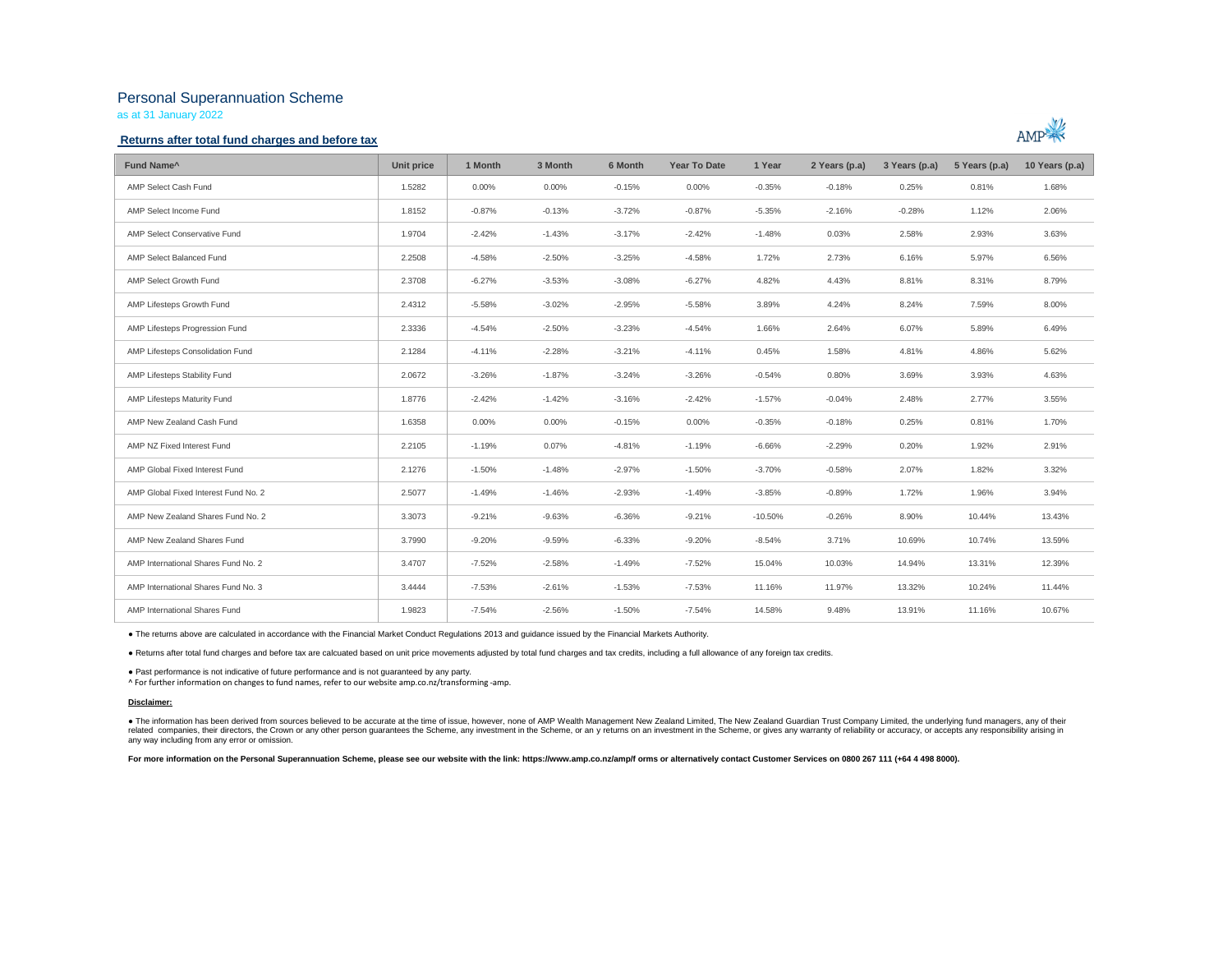# Personal Superannuation Scheme

as at 31 January 2022

## Returns after total fund charges and before tax

| Fund Name^ | Unit price | 1 Month | 3 Month | 6 Month | Year To Date | 1 Year | 2 Years (p.a) | 3 Years (p.a) | 5 Years (p.a) | 10 Years (p.a) |
|---|---|---|---|---|---|---|---|---|---|---|
| AMP Select Cash Fund | 1.5282 | 0.00% | 0.00% | -0.15% | 0.00% | -0.35% | -0.18% | 0.25% | 0.81% | 1.68% |
| AMP Select Income Fund | 1.8152 | -0.87% | -0.13% | -3.72% | -0.87% | -5.35% | -2.16% | -0.28% | 1.12% | 2.06% |
| AMP Select Conservative Fund | 1.9704 | -2.42% | -1.43% | -3.17% | -2.42% | -1.48% | 0.03% | 2.58% | 2.93% | 3.63% |
| AMP Select Balanced Fund | 2.2508 | -4.58% | -2.50% | -3.25% | -4.58% | 1.72% | 2.73% | 6.16% | 5.97% | 6.56% |
| AMP Select Growth Fund | 2.3708 | -6.27% | -3.53% | -3.08% | -6.27% | 4.82% | 4.43% | 8.81% | 8.31% | 8.79% |
| AMP Lifesteps Growth Fund | 2.4312 | -5.58% | -3.02% | -2.95% | -5.58% | 3.89% | 4.24% | 8.24% | 7.59% | 8.00% |
| AMP Lifesteps Progression Fund | 2.3336 | -4.54% | -2.50% | -3.23% | -4.54% | 1.66% | 2.64% | 6.07% | 5.89% | 6.49% |
| AMP Lifesteps Consolidation Fund | 2.1284 | -4.11% | -2.28% | -3.21% | -4.11% | 0.45% | 1.58% | 4.81% | 4.86% | 5.62% |
| AMP Lifesteps Stability Fund | 2.0672 | -3.26% | -1.87% | -3.24% | -3.26% | -0.54% | 0.80% | 3.69% | 3.93% | 4.63% |
| AMP Lifesteps Maturity Fund | 1.8776 | -2.42% | -1.42% | -3.16% | -2.42% | -1.57% | -0.04% | 2.48% | 2.77% | 3.55% |
| AMP New Zealand Cash Fund | 1.6358 | 0.00% | 0.00% | -0.15% | 0.00% | -0.35% | -0.18% | 0.25% | 0.81% | 1.70% |
| AMP NZ Fixed Interest Fund | 2.2105 | -1.19% | 0.07% | -4.81% | -1.19% | -6.66% | -2.29% | 0.20% | 1.92% | 2.91% |
| AMP Global Fixed Interest Fund | 2.1276 | -1.50% | -1.48% | -2.97% | -1.50% | -3.70% | -0.58% | 2.07% | 1.82% | 3.32% |
| AMP Global Fixed Interest Fund No. 2 | 2.5077 | -1.49% | -1.46% | -2.93% | -1.49% | -3.85% | -0.89% | 1.72% | 1.96% | 3.94% |
| AMP New Zealand Shares Fund No. 2 | 3.3073 | -9.21% | -9.63% | -6.36% | -9.21% | -10.50% | -0.26% | 8.90% | 10.44% | 13.43% |
| AMP New Zealand Shares Fund | 3.7990 | -9.20% | -9.59% | -6.33% | -9.20% | -8.54% | 3.71% | 10.69% | 10.74% | 13.59% |
| AMP International Shares Fund No. 2 | 3.4707 | -7.52% | -2.58% | -1.49% | -7.52% | 15.04% | 10.03% | 14.94% | 13.31% | 12.39% |
| AMP International Shares Fund No. 3 | 3.4444 | -7.53% | -2.61% | -1.53% | -7.53% | 11.16% | 11.97% | 13.32% | 10.24% | 11.44% |
| AMP International Shares Fund | 1.9823 | -7.54% | -2.56% | -1.50% | -7.54% | 14.58% | 9.48% | 13.91% | 11.16% | 10.67% |

● The returns above are calculated in accordance with the Financial Market Conduct Regulations 2013 and guidance issued by the Financial Markets Authority.

● Returns after total fund charges and before tax are calcuated based on unit price movements adjusted by total fund charges and tax credits, including a full allowance of any foreign tax credits.

● Past performance is not indicative of future performance and is not guaranteed by any party.

^ For further information on changes to fund names, refer to our website amp.co.nz/transforming-amp.

**Disclaimer:**

● The information has been derived from sources believed to be accurate at the time of issue, however, none of AMP Wealth Management New Zealand Limited, The New Zealand Guardian Trust Company Limited, the underlying fund managers, any of their related companies, their directors, the Crown or any other person guarantees the Scheme, any investment in the Scheme, or an y returns on an investment in the Scheme, or gives any warranty of reliability or accuracy, or accepts any responsibility arising in any way including from any error or omission.

**For more information on the Personal Superannuation Scheme, please see our website with the link: https://www.amp.co.nz/amp/f orms or alternatively contact Customer Services on 0800 267 111 (+64 4 498 8000).**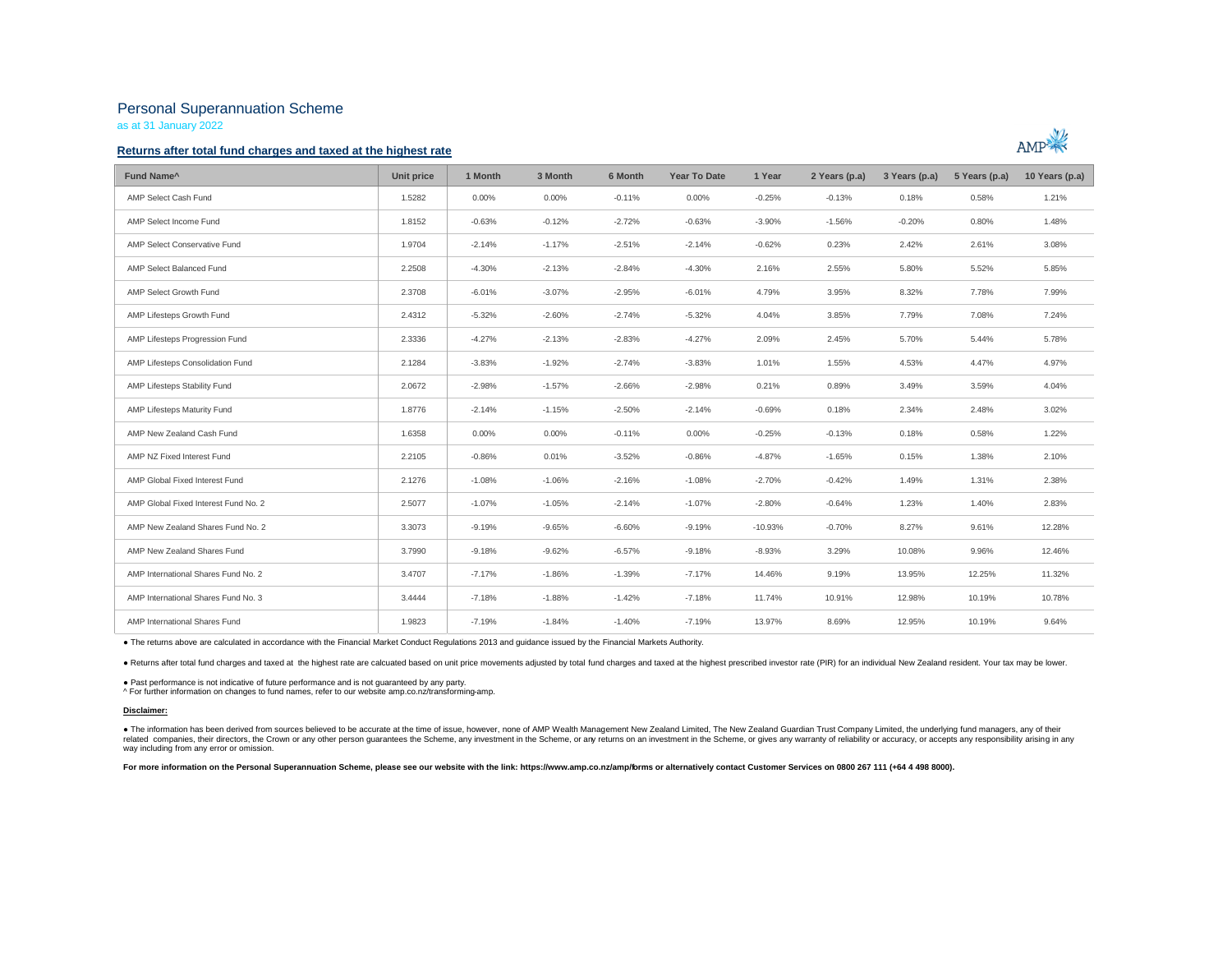# Personal Superannuation Scheme

as at 31 January 2022

## Returns after total fund charges and taxed at the highest rate

| Fund Name^ | Unit price | 1 Month | 3 Month | 6 Month | Year To Date | 1 Year | 2 Years (p.a) | 3 Years (p.a) | 5 Years (p.a) | 10 Years (p.a) |
|---|---|---|---|---|---|---|---|---|---|---|
| AMP Select Cash Fund | 1.5282 | 0.00% | 0.00% | -0.11% | 0.00% | -0.25% | -0.13% | 0.18% | 0.58% | 1.21% |
| AMP Select Income Fund | 1.8152 | -0.63% | -0.12% | -2.72% | -0.63% | -3.90% | -1.56% | -0.20% | 0.80% | 1.48% |
| AMP Select Conservative Fund | 1.9704 | -2.14% | -1.17% | -2.51% | -2.14% | -0.62% | 0.23% | 2.42% | 2.61% | 3.08% |
| AMP Select Balanced Fund | 2.2508 | -4.30% | -2.13% | -2.84% | -4.30% | 2.16% | 2.55% | 5.80% | 5.52% | 5.85% |
| AMP Select Growth Fund | 2.3708 | -6.01% | -3.07% | -2.95% | -6.01% | 4.79% | 3.95% | 8.32% | 7.78% | 7.99% |
| AMP Lifesteps Growth Fund | 2.4312 | -5.32% | -2.60% | -2.74% | -5.32% | 4.04% | 3.85% | 7.79% | 7.08% | 7.24% |
| AMP Lifesteps Progression Fund | 2.3336 | -4.27% | -2.13% | -2.83% | -4.27% | 2.09% | 2.45% | 5.70% | 5.44% | 5.78% |
| AMP Lifesteps Consolidation Fund | 2.1284 | -3.83% | -1.92% | -2.74% | -3.83% | 1.01% | 1.55% | 4.53% | 4.47% | 4.97% |
| AMP Lifesteps Stability Fund | 2.0672 | -2.98% | -1.57% | -2.66% | -2.98% | 0.21% | 0.89% | 3.49% | 3.59% | 4.04% |
| AMP Lifesteps Maturity Fund | 1.8776 | -2.14% | -1.15% | -2.50% | -2.14% | -0.69% | 0.18% | 2.34% | 2.48% | 3.02% |
| AMP New Zealand Cash Fund | 1.6358 | 0.00% | 0.00% | -0.11% | 0.00% | -0.25% | -0.13% | 0.18% | 0.58% | 1.22% |
| AMP NZ Fixed Interest Fund | 2.2105 | -0.86% | 0.01% | -3.52% | -0.86% | -4.87% | -1.65% | 0.15% | 1.38% | 2.10% |
| AMP Global Fixed Interest Fund | 2.1276 | -1.08% | -1.06% | -2.16% | -1.08% | -2.70% | -0.42% | 1.49% | 1.31% | 2.38% |
| AMP Global Fixed Interest Fund No. 2 | 2.5077 | -1.07% | -1.05% | -2.14% | -1.07% | -2.80% | -0.64% | 1.23% | 1.40% | 2.83% |
| AMP New Zealand Shares Fund No. 2 | 3.3073 | -9.19% | -9.65% | -6.60% | -9.19% | -10.93% | -0.70% | 8.27% | 9.61% | 12.28% |
| AMP New Zealand Shares Fund | 3.7990 | -9.18% | -9.62% | -6.57% | -9.18% | -8.93% | 3.29% | 10.08% | 9.96% | 12.46% |
| AMP International Shares Fund No. 2 | 3.4707 | -7.17% | -1.86% | -1.39% | -7.17% | 14.46% | 9.19% | 13.95% | 12.25% | 11.32% |
| AMP International Shares Fund No. 3 | 3.4444 | -7.18% | -1.88% | -1.42% | -7.18% | 11.74% | 10.91% | 12.98% | 10.19% | 10.78% |
| AMP International Shares Fund | 1.9823 | -7.19% | -1.84% | -1.40% | -7.19% | 13.97% | 8.69% | 12.95% | 10.19% | 9.64% |

● The returns above are calculated in accordance with the Financial Market Conduct Regulations 2013 and guidance issued by the Financial Markets Authority.

● Returns after total fund charges and taxed at the highest rate are calcuated based on unit price movements adjusted by total fund charges and taxed at the highest prescribed investor rate (PIR) for an individual New Zealand resident. Your tax may be lower.

● Past performance is not indicative of future performance and is not guaranteed by any party.
^ For further information on changes to fund names, refer to our website amp.co.nz/transforming-amp.

**Disclaimer:**

● The information has been derived from sources believed to be accurate at the time of issue, however, none of AMP Wealth Management New Zealand Limited, The New Zealand Guardian Trust Company Limited, the underlying fund managers, any of their related companies, their directors, the Crown or any other person guarantees the Scheme, any investment in the Scheme, or any returns on an investment in the Scheme, or gives any warranty of reliability or accuracy, or accepts any responsibility arising in any way including from any error or omission.

**For more information on the Personal Superannuation Scheme, please see our website with the link: https://www.amp.co.nz/amp/forms or alternatively contact Customer Services on 0800 267 111 (+64 4 498 8000).**